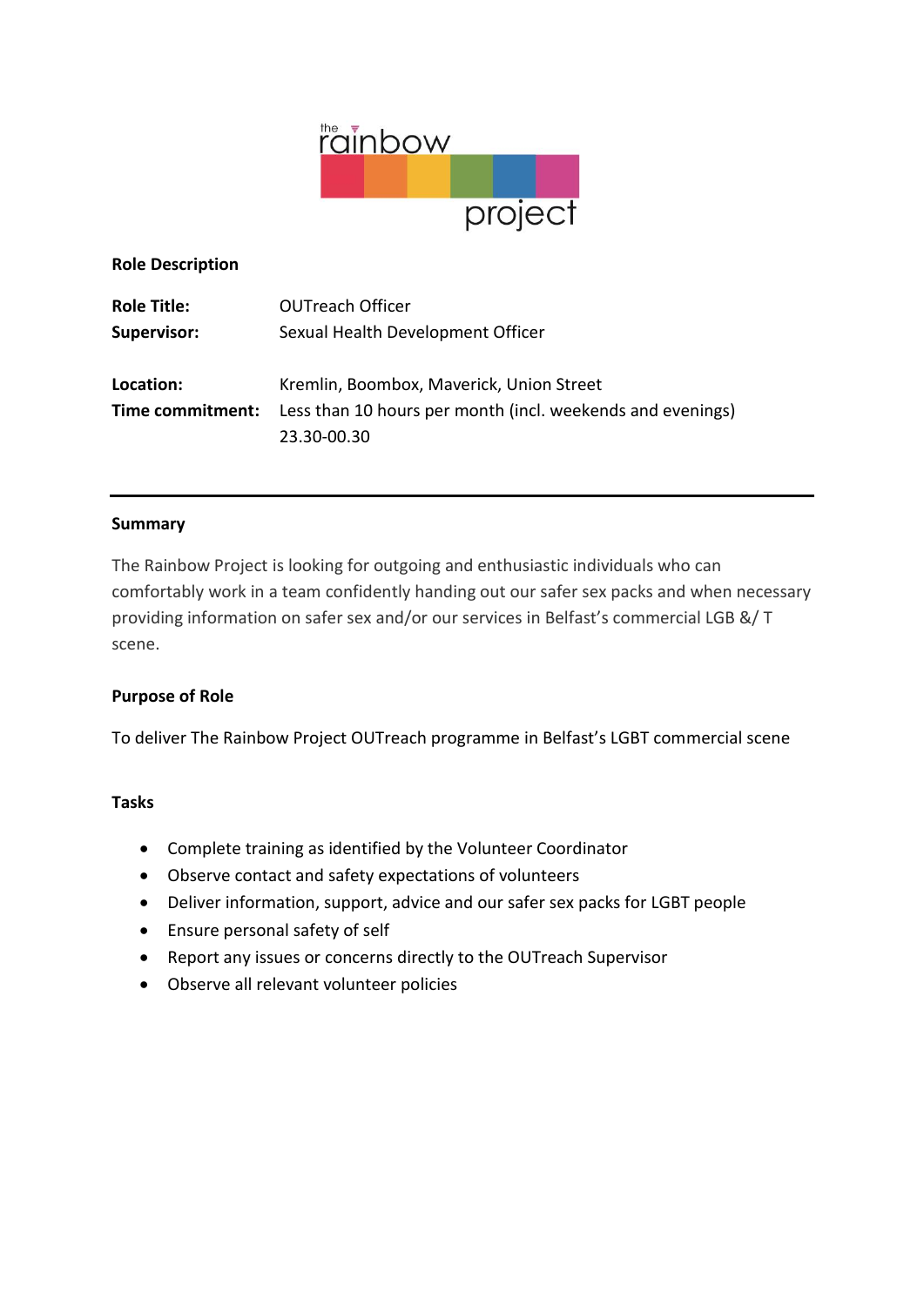## Role Description

**Role Title:** OUTreach Officer
**Supervisor:** Sexual Health Development Officer

**Location:** Kremlin, Boombox, Maverick, Union Street
**Time commitment:** Less than 10 hours per month (incl. weekends and evenings) 23.30-00.30

---

### Summary

The Rainbow Project is looking for outgoing and enthusiastic individuals who can comfortably work in a team confidently handing out our safer sex packs and when necessary providing information on safer sex and/or our services in Belfast's commercial LGB &/ T scene.

### Purpose of Role

To deliver The Rainbow Project OUTreach programme in Belfast's LGBT commercial scene

### Tasks

- Complete training as identified by the Volunteer Coordinator
- Observe contact and safety expectations of volunteers
- Deliver information, support, advice and our safer sex packs for LGBT people
- Ensure personal safety of self
- Report any issues or concerns directly to the OUTreach Supervisor
- Observe all relevant volunteer policies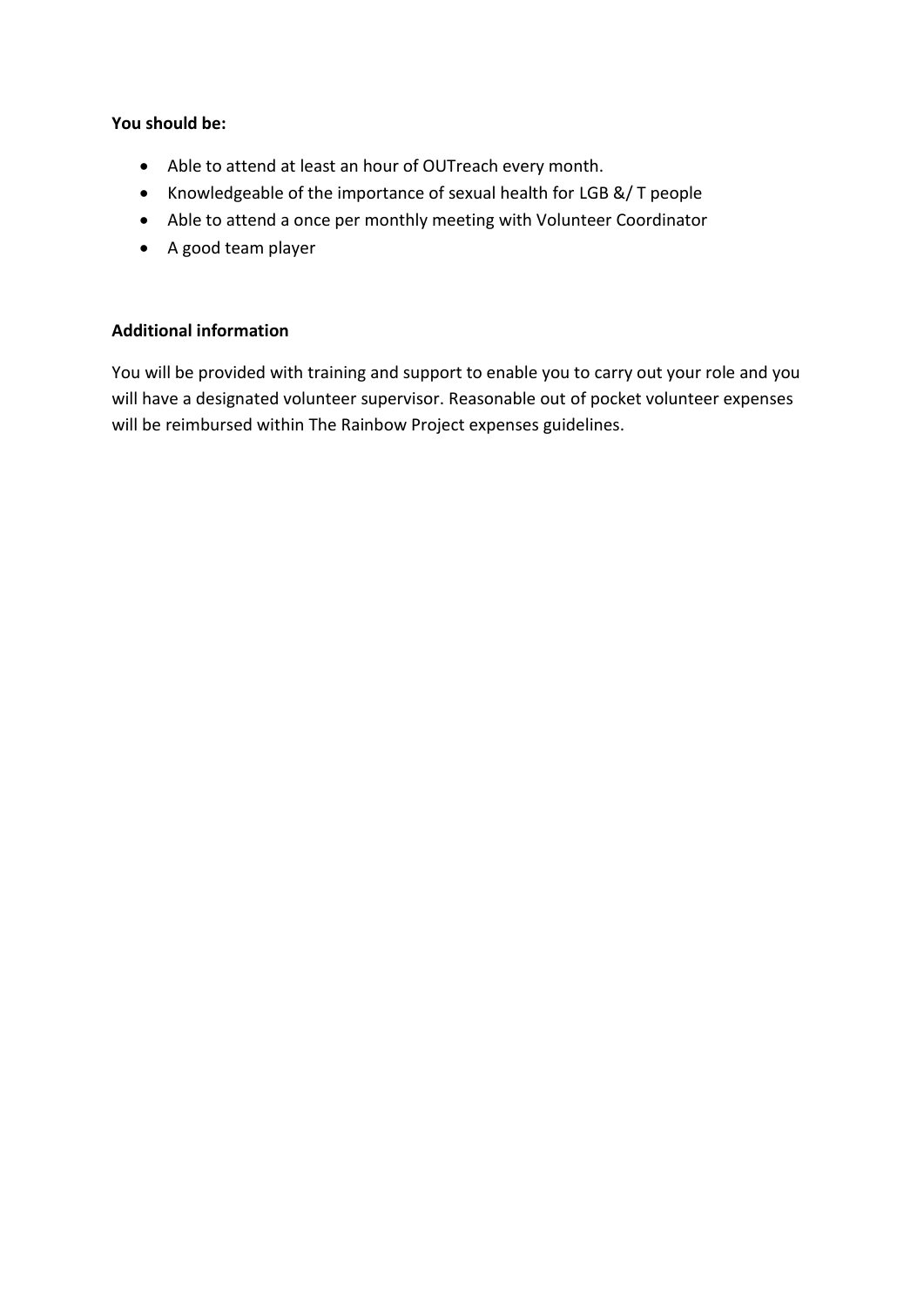**You should be:**

- Able to attend at least an hour of OUTreach every month.
- Knowledgeable of the importance of sexual health for LGB &/ T people
- Able to attend a once per monthly meeting with Volunteer Coordinator
- A good team player

**Additional information**

You will be provided with training and support to enable you to carry out your role and you will have a designated volunteer supervisor. Reasonable out of pocket volunteer expenses will be reimbursed within The Rainbow Project expenses guidelines.